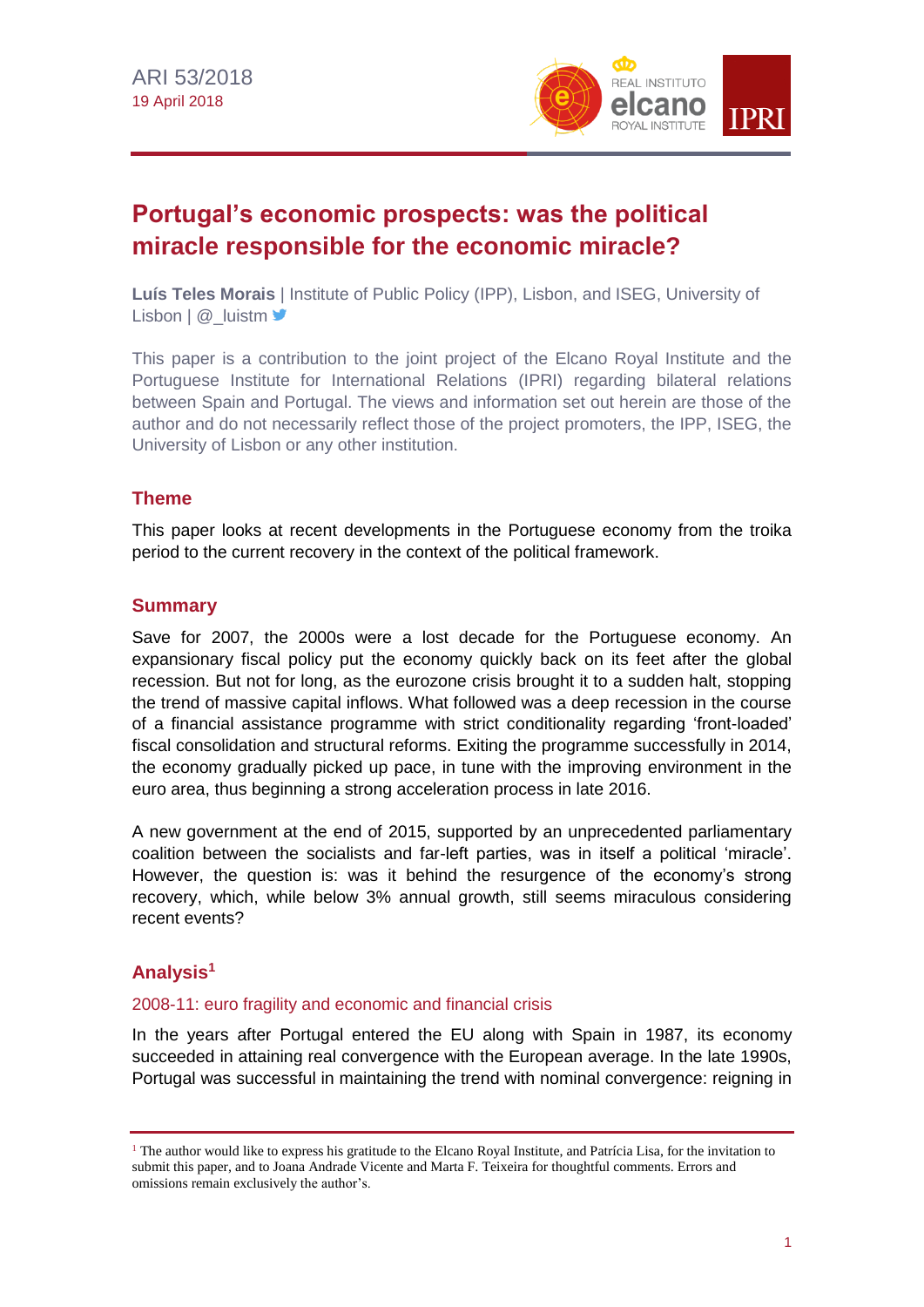ARI 53/2018
19 April 2018

# Portugal's economic prospects: was the political miracle responsible for the economic miracle?

**Luís Teles Morais** | Institute of Public Policy (IPP), Lisbon, and ISEG, University of Lisbon | @_luistm

This paper is a contribution to the joint project of the Elcano Royal Institute and the Portuguese Institute for International Relations (IPRI) regarding bilateral relations between Spain and Portugal. The views and information set out herein are those of the author and do not necessarily reflect those of the project promoters, the IPP, ISEG, the University of Lisbon or any other institution.

## Theme

This paper looks at recent developments in the Portuguese economy from the troika period to the current recovery in the context of the political framework.

## Summary

Save for 2007, the 2000s were a lost decade for the Portuguese economy. An expansionary fiscal policy put the economy quickly back on its feet after the global recession. But not for long, as the eurozone crisis brought it to a sudden halt, stopping the trend of massive capital inflows. What followed was a deep recession in the course of a financial assistance programme with strict conditionality regarding 'front-loaded' fiscal consolidation and structural reforms. Exiting the programme successfully in 2014, the economy gradually picked up pace, in tune with the improving environment in the euro area, thus beginning a strong acceleration process in late 2016.

A new government at the end of 2015, supported by an unprecedented parliamentary coalition between the socialists and far-left parties, was in itself a political 'miracle'. However, the question is: was it behind the resurgence of the economy's strong recovery, which, while below 3% annual growth, still seems miraculous considering recent events?

## Analysis[1]

### 2008-11: euro fragility and economic and financial crisis

In the years after Portugal entered the EU along with Spain in 1987, its economy succeeded in attaining real convergence with the European average. In the late 1990s, Portugal was successful in maintaining the trend with nominal convergence: reigning in

[1] The author would like to express his gratitude to the Elcano Royal Institute, and Patrícia Lisa, for the invitation to submit this paper, and to Joana Andrade Vicente and Marta F. Teixeira for thoughtful comments. Errors and omissions remain exclusively the author's.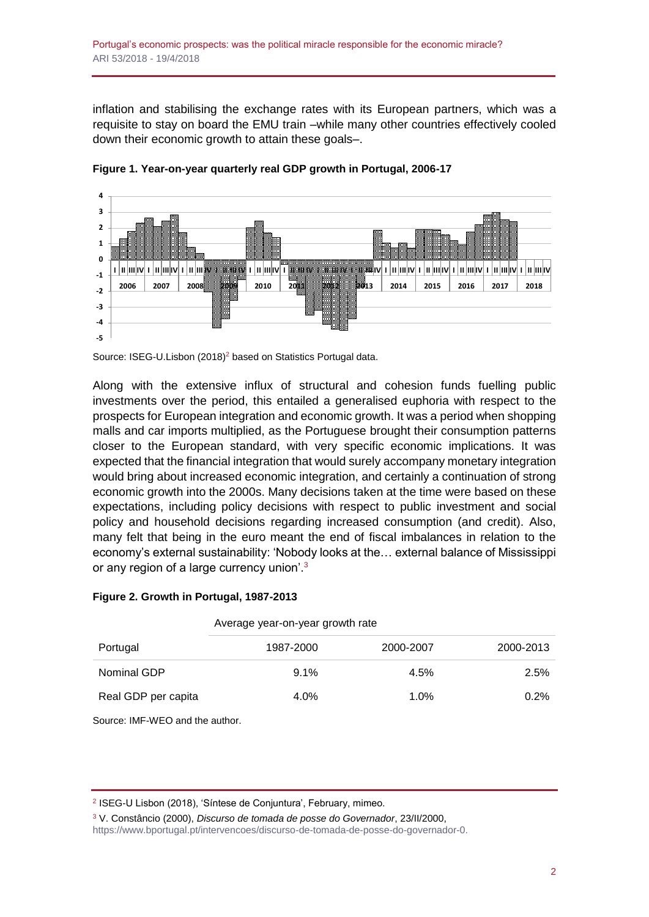inflation and stabilising the exchange rates with its European partners, which was a requisite to stay on board the EMU train –while many other countries effectively cooled down their economic growth to attain these goals–.

**Figure 1. Year-on-year quarterly real GDP growth in Portugal, 2006-17**

Source: ISEG-U.Lisbon (2018)[2] based on Statistics Portugal data.

Along with the extensive influx of structural and cohesion funds fuelling public investments over the period, this entailed a generalised euphoria with respect to the prospects for European integration and economic growth. It was a period when shopping malls and car imports multiplied, as the Portuguese brought their consumption patterns closer to the European standard, with very specific economic implications. It was expected that the financial integration that would surely accompany monetary integration would bring about increased economic integration, and certainly a continuation of strong economic growth into the 2000s. Many decisions taken at the time were based on these expectations, including policy decisions with respect to public investment and social policy and household decisions regarding increased consumption (and credit). Also, many felt that being in the euro meant the end of fiscal imbalances in relation to the economy's external sustainability: 'Nobody looks at the… external balance of Mississippi or any region of a large currency union'.[3]

**Figure 2. Growth in Portugal, 1987-2013**

| | Average year-on-year growth rate | | |
|---|---|---|---|
| Portugal | 1987-2000 | 2000-2007 | 2000-2013 |
| Nominal GDP | 9.1% | 4.5% | 2.5% |
| Real GDP per capita | 4.0% | 1.0% | 0.2% |

Source: IMF-WEO and the author.

[2] ISEG-U Lisbon (2018), 'Síntese de Conjuntura', February, mimeo.

[3] V. Constâncio (2000), *Discurso de tomada de posse do Governador*, 23/II/2000, https://www.bportugal.pt/intervencoes/discurso-de-tomada-de-posse-do-governador-0.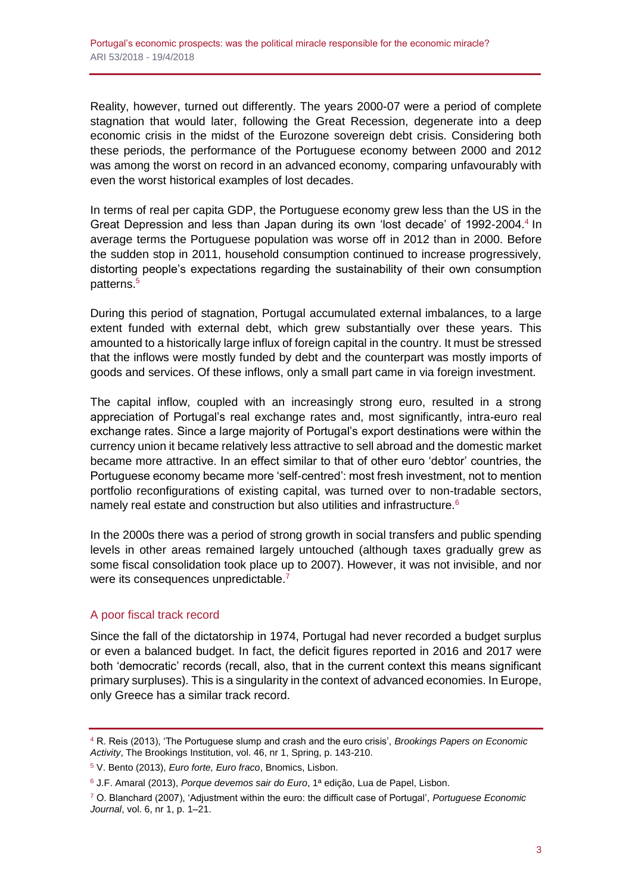Reality, however, turned out differently. The years 2000-07 were a period of complete stagnation that would later, following the Great Recession, degenerate into a deep economic crisis in the midst of the Eurozone sovereign debt crisis. Considering both these periods, the performance of the Portuguese economy between 2000 and 2012 was among the worst on record in an advanced economy, comparing unfavourably with even the worst historical examples of lost decades.

In terms of real per capita GDP, the Portuguese economy grew less than the US in the Great Depression and less than Japan during its own 'lost decade' of 1992-2004.[4] In average terms the Portuguese population was worse off in 2012 than in 2000. Before the sudden stop in 2011, household consumption continued to increase progressively, distorting people's expectations regarding the sustainability of their own consumption patterns.[5]

During this period of stagnation, Portugal accumulated external imbalances, to a large extent funded with external debt, which grew substantially over these years. This amounted to a historically large influx of foreign capital in the country. It must be stressed that the inflows were mostly funded by debt and the counterpart was mostly imports of goods and services. Of these inflows, only a small part came in via foreign investment.

The capital inflow, coupled with an increasingly strong euro, resulted in a strong appreciation of Portugal's real exchange rates and, most significantly, intra-euro real exchange rates. Since a large majority of Portugal's export destinations were within the currency union it became relatively less attractive to sell abroad and the domestic market became more attractive. In an effect similar to that of other euro 'debtor' countries, the Portuguese economy became more 'self-centred': most fresh investment, not to mention portfolio reconfigurations of existing capital, was turned over to non-tradable sectors, namely real estate and construction but also utilities and infrastructure.[6]

In the 2000s there was a period of strong growth in social transfers and public spending levels in other areas remained largely untouched (although taxes gradually grew as some fiscal consolidation took place up to 2007). However, it was not invisible, and nor were its consequences unpredictable.[7]

## A poor fiscal track record

Since the fall of the dictatorship in 1974, Portugal had never recorded a budget surplus or even a balanced budget. In fact, the deficit figures reported in 2016 and 2017 were both 'democratic' records (recall, also, that in the current context this means significant primary surpluses). This is a singularity in the context of advanced economies. In Europe, only Greece has a similar track record.

---

[4] R. Reis (2013), 'The Portuguese slump and crash and the euro crisis', *Brookings Papers on Economic Activity*, The Brookings Institution, vol. 46, nr 1, Spring, p. 143-210.

[5] V. Bento (2013), *Euro forte, Euro fraco*, Bnomics, Lisbon.

[6] J.F. Amaral (2013), *Porque devemos sair do Euro*, 1ª edição, Lua de Papel, Lisbon.

[7] O. Blanchard (2007), 'Adjustment within the euro: the difficult case of Portugal', *Portuguese Economic Journal*, vol. 6, nr 1, p. 1–21.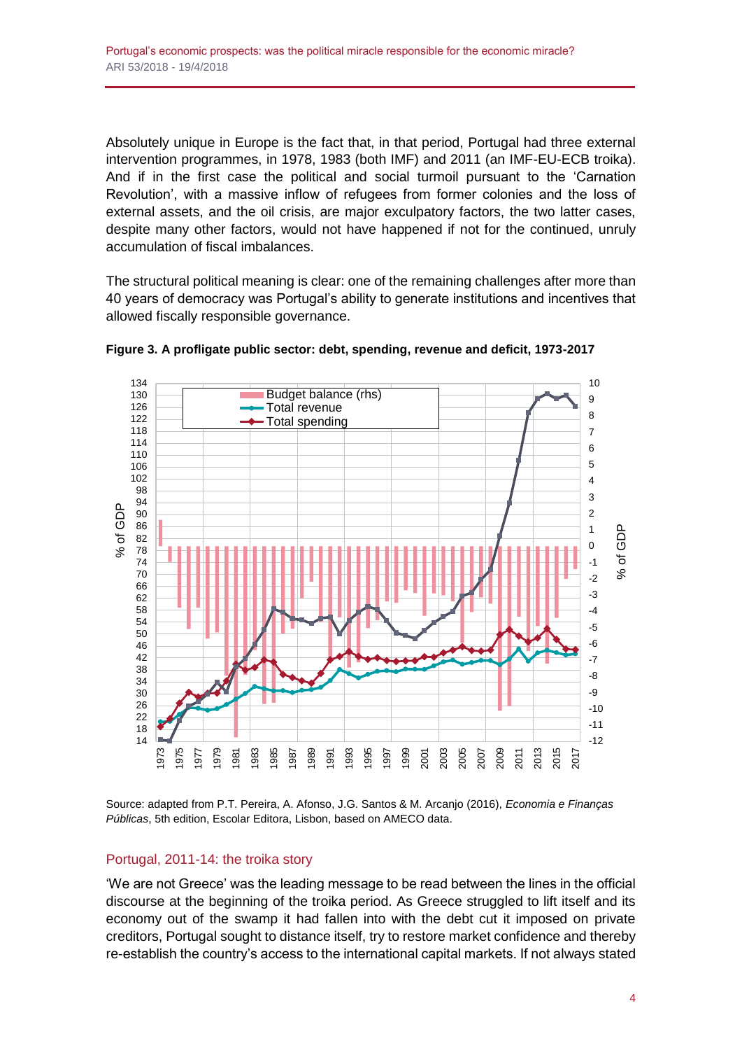Absolutely unique in Europe is the fact that, in that period, Portugal had three external intervention programmes, in 1978, 1983 (both IMF) and 2011 (an IMF-EU-ECB troika). And if in the first case the political and social turmoil pursuant to the 'Carnation Revolution', with a massive inflow of refugees from former colonies and the loss of external assets, and the oil crisis, are major exculpatory factors, the two latter cases, despite many other factors, would not have happened if not for the continued, unruly accumulation of fiscal imbalances.

The structural political meaning is clear: one of the remaining challenges after more than 40 years of democracy was Portugal's ability to generate institutions and incentives that allowed fiscally responsible governance.

**Figure 3. A profligate public sector: debt, spending, revenue and deficit, 1973-2017**

Source: adapted from P.T. Pereira, A. Afonso, J.G. Santos & M. Arcanjo (2016), *Economia e Finanças Públicas*, 5th edition, Escolar Editora, Lisbon, based on AMECO data.

## Portugal, 2011-14: the troika story

'We are not Greece' was the leading message to be read between the lines in the official discourse at the beginning of the troika period. As Greece struggled to lift itself and its economy out of the swamp it had fallen into with the debt cut it imposed on private creditors, Portugal sought to distance itself, try to restore market confidence and thereby re-establish the country's access to the international capital markets. If not always stated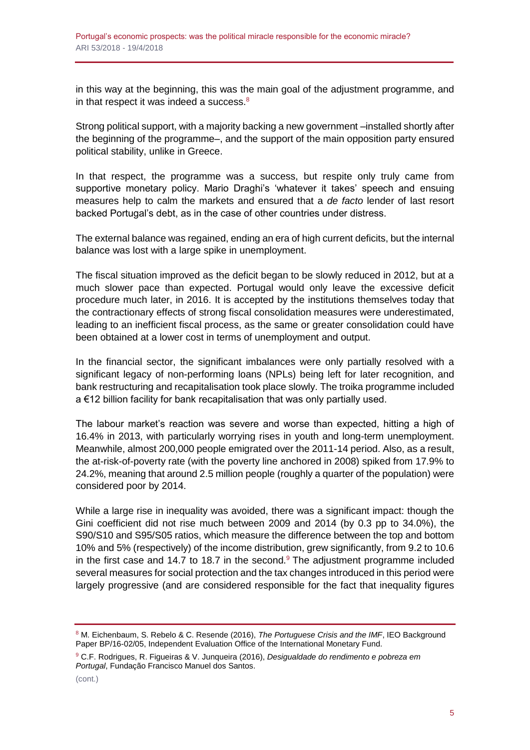in this way at the beginning, this was the main goal of the adjustment programme, and in that respect it was indeed a success.[8]

Strong political support, with a majority backing a new government –installed shortly after the beginning of the programme–, and the support of the main opposition party ensured political stability, unlike in Greece.

In that respect, the programme was a success, but respite only truly came from supportive monetary policy. Mario Draghi's 'whatever it takes' speech and ensuing measures help to calm the markets and ensured that a *de facto* lender of last resort backed Portugal's debt, as in the case of other countries under distress.

The external balance was regained, ending an era of high current deficits, but the internal balance was lost with a large spike in unemployment.

The fiscal situation improved as the deficit began to be slowly reduced in 2012, but at a much slower pace than expected. Portugal would only leave the excessive deficit procedure much later, in 2016. It is accepted by the institutions themselves today that the contractionary effects of strong fiscal consolidation measures were underestimated, leading to an inefficient fiscal process, as the same or greater consolidation could have been obtained at a lower cost in terms of unemployment and output.

In the financial sector, the significant imbalances were only partially resolved with a significant legacy of non-performing loans (NPLs) being left for later recognition, and bank restructuring and recapitalisation took place slowly. The troika programme included a €12 billion facility for bank recapitalisation that was only partially used.

The labour market's reaction was severe and worse than expected, hitting a high of 16.4% in 2013, with particularly worrying rises in youth and long-term unemployment. Meanwhile, almost 200,000 people emigrated over the 2011-14 period. Also, as a result, the at-risk-of-poverty rate (with the poverty line anchored in 2008) spiked from 17.9% to 24.2%, meaning that around 2.5 million people (roughly a quarter of the population) were considered poor by 2014.

While a large rise in inequality was avoided, there was a significant impact: though the Gini coefficient did not rise much between 2009 and 2014 (by 0.3 pp to 34.0%), the S90/S10 and S95/S05 ratios, which measure the difference between the top and bottom 10% and 5% (respectively) of the income distribution, grew significantly, from 9.2 to 10.6 in the first case and 14.7 to 18.7 in the second.[9] The adjustment programme included several measures for social protection and the tax changes introduced in this period were largely progressive (and are considered responsible for the fact that inequality figures

---

[8] M. Eichenbaum, S. Rebelo & C. Resende (2016), *The Portuguese Crisis and the IMF*, IEO Background Paper BP/16-02/05, Independent Evaluation Office of the International Monetary Fund.

[9] C.F. Rodrigues, R. Figueiras & V. Junqueira (2016), *Desigualdade do rendimento e pobreza em Portugal*, Fundação Francisco Manuel dos Santos.

(cont.)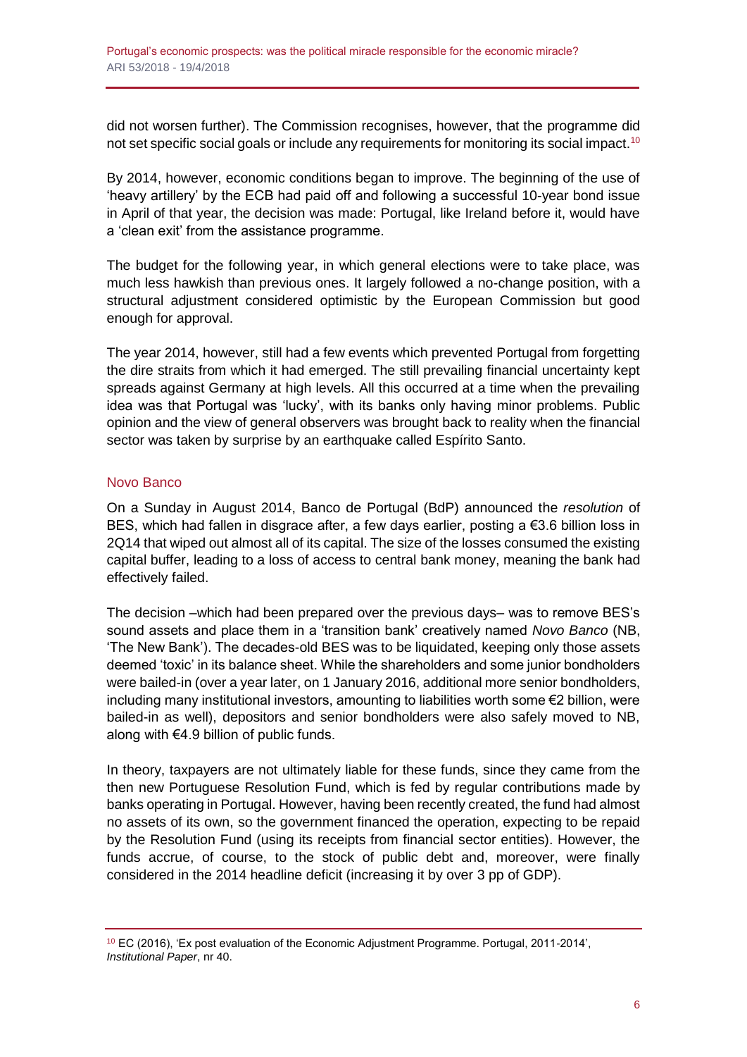did not worsen further). The Commission recognises, however, that the programme did not set specific social goals or include any requirements for monitoring its social impact.[10]

By 2014, however, economic conditions began to improve. The beginning of the use of 'heavy artillery' by the ECB had paid off and following a successful 10-year bond issue in April of that year, the decision was made: Portugal, like Ireland before it, would have a 'clean exit' from the assistance programme.

The budget for the following year, in which general elections were to take place, was much less hawkish than previous ones. It largely followed a no-change position, with a structural adjustment considered optimistic by the European Commission but good enough for approval.

The year 2014, however, still had a few events which prevented Portugal from forgetting the dire straits from which it had emerged. The still prevailing financial uncertainty kept spreads against Germany at high levels. All this occurred at a time when the prevailing idea was that Portugal was 'lucky', with its banks only having minor problems. Public opinion and the view of general observers was brought back to reality when the financial sector was taken by surprise by an earthquake called Espírito Santo.

## Novo Banco

On a Sunday in August 2014, Banco de Portugal (BdP) announced the *resolution* of BES, which had fallen in disgrace after, a few days earlier, posting a €3.6 billion loss in 2Q14 that wiped out almost all of its capital. The size of the losses consumed the existing capital buffer, leading to a loss of access to central bank money, meaning the bank had effectively failed.

The decision –which had been prepared over the previous days– was to remove BES's sound assets and place them in a 'transition bank' creatively named *Novo Banco* (NB, 'The New Bank'). The decades-old BES was to be liquidated, keeping only those assets deemed 'toxic' in its balance sheet. While the shareholders and some junior bondholders were bailed-in (over a year later, on 1 January 2016, additional more senior bondholders, including many institutional investors, amounting to liabilities worth some €2 billion, were bailed-in as well), depositors and senior bondholders were also safely moved to NB, along with €4.9 billion of public funds.

In theory, taxpayers are not ultimately liable for these funds, since they came from the then new Portuguese Resolution Fund, which is fed by regular contributions made by banks operating in Portugal. However, having been recently created, the fund had almost no assets of its own, so the government financed the operation, expecting to be repaid by the Resolution Fund (using its receipts from financial sector entities). However, the funds accrue, of course, to the stock of public debt and, moreover, were finally considered in the 2014 headline deficit (increasing it by over 3 pp of GDP).

---

[10] EC (2016), 'Ex post evaluation of the Economic Adjustment Programme. Portugal, 2011-2014', *Institutional Paper*, nr 40.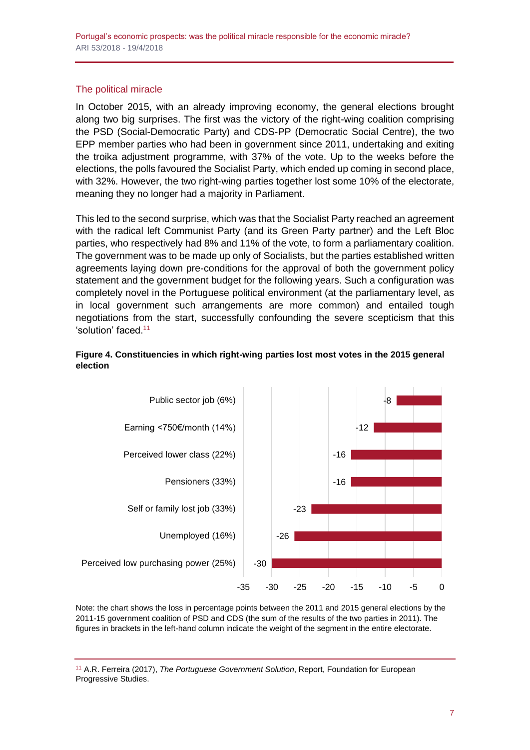## The political miracle

In October 2015, with an already improving economy, the general elections brought along two big surprises. The first was the victory of the right-wing coalition comprising the PSD (Social-Democratic Party) and CDS-PP (Democratic Social Centre), the two EPP member parties who had been in government since 2011, undertaking and exiting the troika adjustment programme, with 37% of the vote. Up to the weeks before the elections, the polls favoured the Socialist Party, which ended up coming in second place, with 32%. However, the two right-wing parties together lost some 10% of the electorate, meaning they no longer had a majority in Parliament.

This led to the second surprise, which was that the Socialist Party reached an agreement with the radical left Communist Party (and its Green Party partner) and the Left Bloc parties, who respectively had 8% and 11% of the vote, to form a parliamentary coalition. The government was to be made up only of Socialists, but the parties established written agreements laying down pre-conditions for the approval of both the government policy statement and the government budget for the following years. Such a configuration was completely novel in the Portuguese political environment (at the parliamentary level, as in local government such arrangements are more common) and entailed tough negotiations from the start, successfully confounding the severe scepticism that this 'solution' faced.[11]

**Figure 4. Constituencies in which right-wing parties lost most votes in the 2015 general election**

| Segment | Loss (pp) |
|---|---|
| Public sector job (6%) | -8 |
| Earning <750€/month (14%) | -12 |
| Perceived lower class (22%) | -16 |
| Pensioners (33%) | -16 |
| Self or family lost job (33%) | -23 |
| Unemployed (16%) | -26 |
| Perceived low purchasing power (25%) | -30 |

Note: the chart shows the loss in percentage points between the 2011 and 2015 general elections by the 2011-15 government coalition of PSD and CDS (the sum of the results of the two parties in 2011). The figures in brackets in the left-hand column indicate the weight of the segment in the entire electorate.

---

[11] A.R. Ferreira (2017), *The Portuguese Government Solution*, Report, Foundation for European Progressive Studies.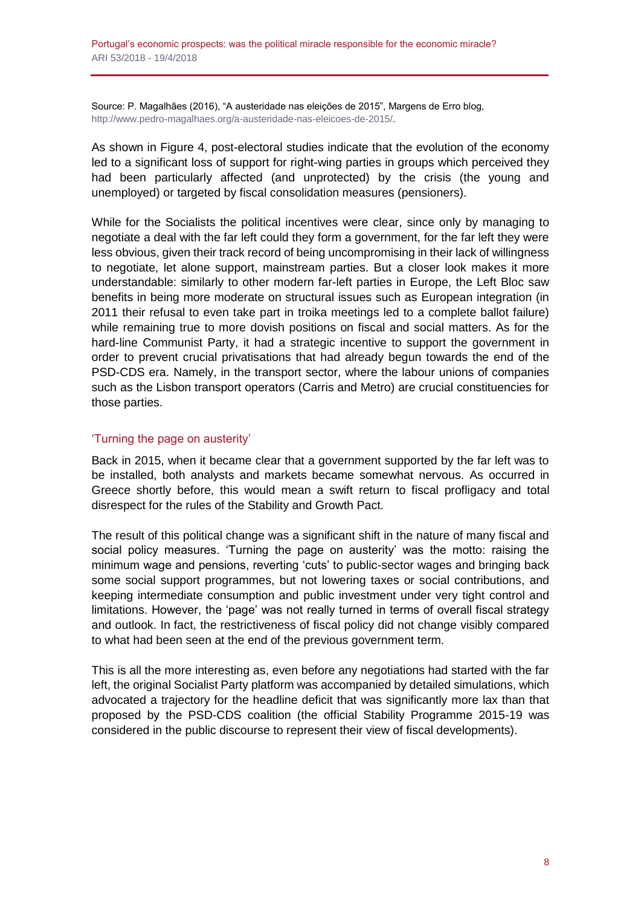Source: P. Magalhães (2016), "A austeridade nas eleições de 2015", Margens de Erro blog, http://www.pedro-magalhaes.org/a-austeridade-nas-eleicoes-de-2015/.

As shown in Figure 4, post-electoral studies indicate that the evolution of the economy led to a significant loss of support for right-wing parties in groups which perceived they had been particularly affected (and unprotected) by the crisis (the young and unemployed) or targeted by fiscal consolidation measures (pensioners).

While for the Socialists the political incentives were clear, since only by managing to negotiate a deal with the far left could they form a government, for the far left they were less obvious, given their track record of being uncompromising in their lack of willingness to negotiate, let alone support, mainstream parties. But a closer look makes it more understandable: similarly to other modern far-left parties in Europe, the Left Bloc saw benefits in being more moderate on structural issues such as European integration (in 2011 their refusal to even take part in troika meetings led to a complete ballot failure) while remaining true to more dovish positions on fiscal and social matters. As for the hard-line Communist Party, it had a strategic incentive to support the government in order to prevent crucial privatisations that had already begun towards the end of the PSD-CDS era. Namely, in the transport sector, where the labour unions of companies such as the Lisbon transport operators (Carris and Metro) are crucial constituencies for those parties.

## 'Turning the page on austerity'

Back in 2015, when it became clear that a government supported by the far left was to be installed, both analysts and markets became somewhat nervous. As occurred in Greece shortly before, this would mean a swift return to fiscal profligacy and total disrespect for the rules of the Stability and Growth Pact.

The result of this political change was a significant shift in the nature of many fiscal and social policy measures. 'Turning the page on austerity' was the motto: raising the minimum wage and pensions, reverting 'cuts' to public-sector wages and bringing back some social support programmes, but not lowering taxes or social contributions, and keeping intermediate consumption and public investment under very tight control and limitations. However, the 'page' was not really turned in terms of overall fiscal strategy and outlook. In fact, the restrictiveness of fiscal policy did not change visibly compared to what had been seen at the end of the previous government term.

This is all the more interesting as, even before any negotiations had started with the far left, the original Socialist Party platform was accompanied by detailed simulations, which advocated a trajectory for the headline deficit that was significantly more lax than that proposed by the PSD-CDS coalition (the official Stability Programme 2015-19 was considered in the public discourse to represent their view of fiscal developments).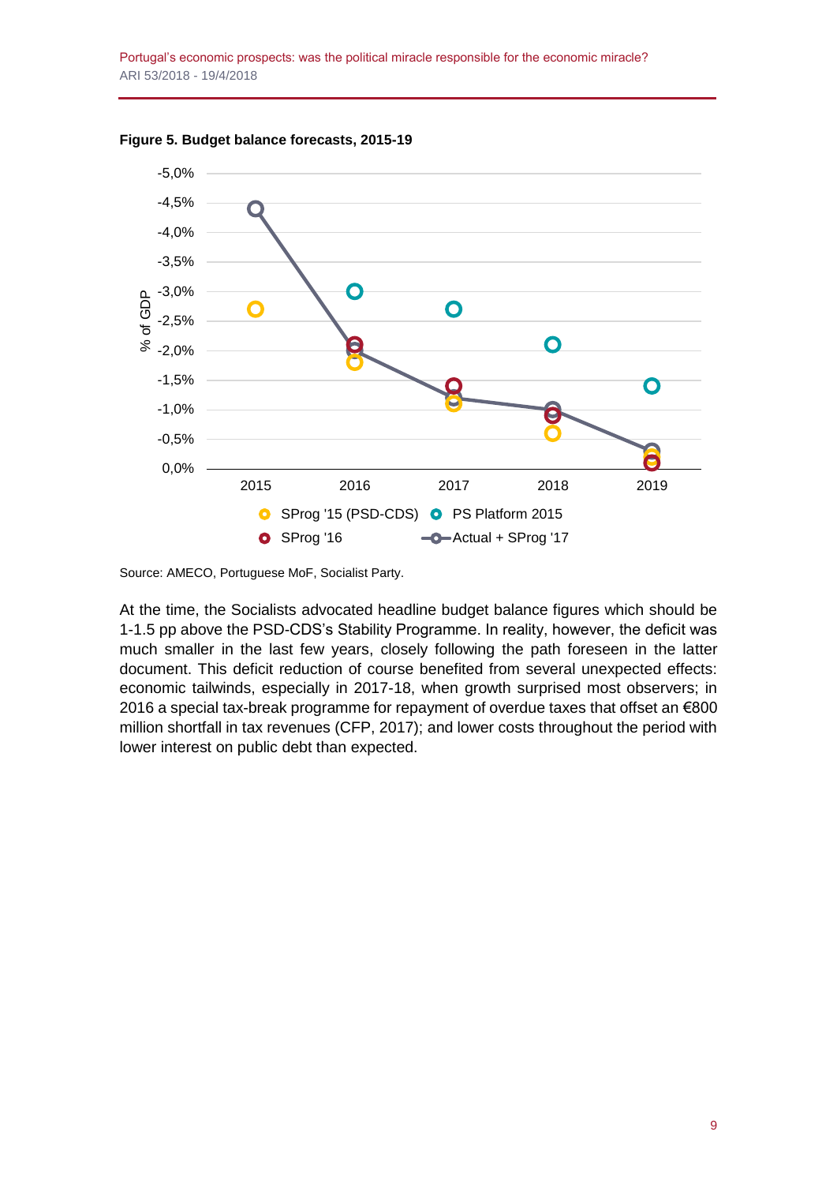**Figure 5. Budget balance forecasts, 2015-19**

Source: AMECO, Portuguese MoF, Socialist Party.

At the time, the Socialists advocated headline budget balance figures which should be 1-1.5 pp above the PSD-CDS's Stability Programme. In reality, however, the deficit was much smaller in the last few years, closely following the path foreseen in the latter document. This deficit reduction of course benefited from several unexpected effects: economic tailwinds, especially in 2017-18, when growth surprised most observers; in 2016 a special tax-break programme for repayment of overdue taxes that offset an €800 million shortfall in tax revenues (CFP, 2017); and lower costs throughout the period with lower interest on public debt than expected.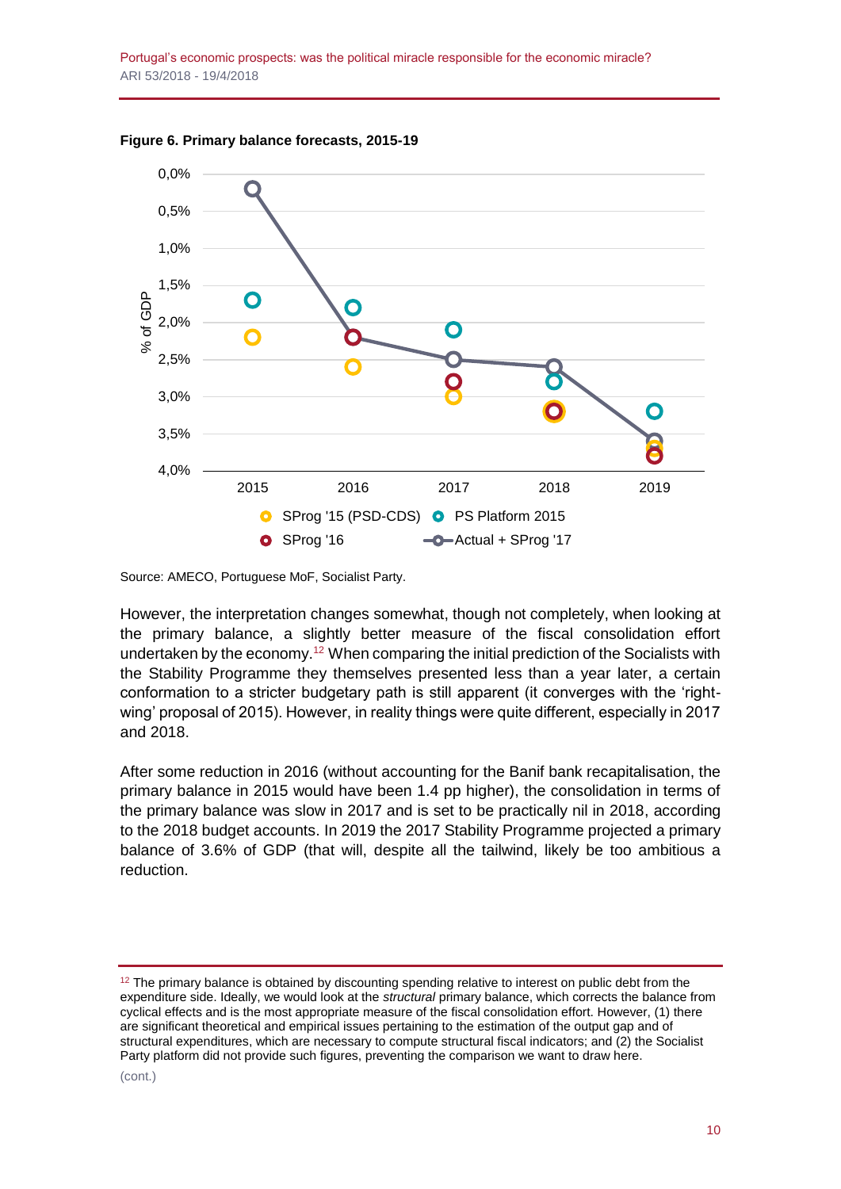**Figure 6. Primary balance forecasts, 2015-19**

Source: AMECO, Portuguese MoF, Socialist Party.

However, the interpretation changes somewhat, though not completely, when looking at the primary balance, a slightly better measure of the fiscal consolidation effort undertaken by the economy.[12] When comparing the initial prediction of the Socialists with the Stability Programme they themselves presented less than a year later, a certain conformation to a stricter budgetary path is still apparent (it converges with the 'right-wing' proposal of 2015). However, in reality things were quite different, especially in 2017 and 2018.

After some reduction in 2016 (without accounting for the Banif bank recapitalisation, the primary balance in 2015 would have been 1.4 pp higher), the consolidation in terms of the primary balance was slow in 2017 and is set to be practically nil in 2018, according to the 2018 budget accounts. In 2019 the 2017 Stability Programme projected a primary balance of 3.6% of GDP (that will, despite all the tailwind, likely be too ambitious a reduction.

---

[12] The primary balance is obtained by discounting spending relative to interest on public debt from the expenditure side. Ideally, we would look at the *structural* primary balance, which corrects the balance from cyclical effects and is the most appropriate measure of the fiscal consolidation effort. However, (1) there are significant theoretical and empirical issues pertaining to the estimation of the output gap and of structural expenditures, which are necessary to compute structural fiscal indicators; and (2) the Socialist Party platform did not provide such figures, preventing the comparison we want to draw here.

(cont.)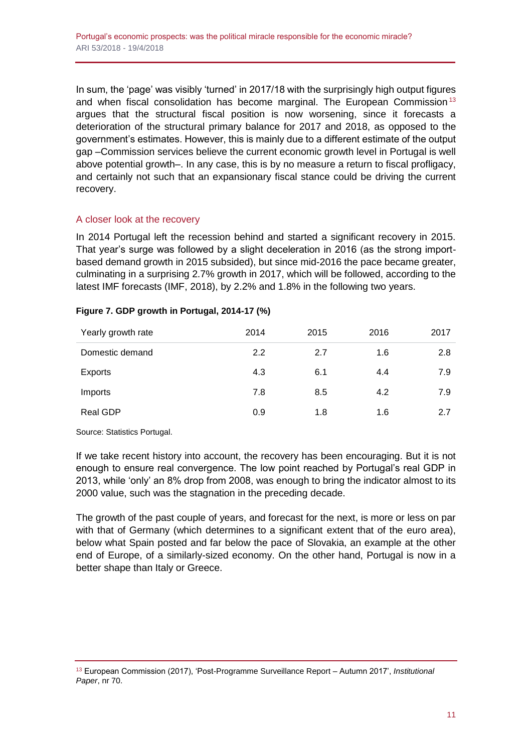In sum, the 'page' was visibly 'turned' in 2017/18 with the surprisingly high output figures and when fiscal consolidation has become marginal. The European Commission[13] argues that the structural fiscal position is now worsening, since it forecasts a deterioration of the structural primary balance for 2017 and 2018, as opposed to the government's estimates. However, this is mainly due to a different estimate of the output gap –Commission services believe the current economic growth level in Portugal is well above potential growth–. In any case, this is by no measure a return to fiscal profligacy, and certainly not such that an expansionary fiscal stance could be driving the current recovery.

## A closer look at the recovery

In 2014 Portugal left the recession behind and started a significant recovery in 2015. That year's surge was followed by a slight deceleration in 2016 (as the strong import-based demand growth in 2015 subsided), but since mid-2016 the pace became greater, culminating in a surprising 2.7% growth in 2017, which will be followed, according to the latest IMF forecasts (IMF, 2018), by 2.2% and 1.8% in the following two years.

**Figure 7. GDP growth in Portugal, 2014-17 (%)**

| Yearly growth rate | 2014 | 2015 | 2016 | 2017 |
|---|---|---|---|---|
| Domestic demand | 2.2 | 2.7 | 1.6 | 2.8 |
| Exports | 4.3 | 6.1 | 4.4 | 7.9 |
| Imports | 7.8 | 8.5 | 4.2 | 7.9 |
| Real GDP | 0.9 | 1.8 | 1.6 | 2.7 |

Source: Statistics Portugal.

If we take recent history into account, the recovery has been encouraging. But it is not enough to ensure real convergence. The low point reached by Portugal's real GDP in 2013, while 'only' an 8% drop from 2008, was enough to bring the indicator almost to its 2000 value, such was the stagnation in the preceding decade.

The growth of the past couple of years, and forecast for the next, is more or less on par with that of Germany (which determines to a significant extent that of the euro area), below what Spain posted and far below the pace of Slovakia, an example at the other end of Europe, of a similarly-sized economy. On the other hand, Portugal is now in a better shape than Italy or Greece.

[13] European Commission (2017), 'Post-Programme Surveillance Report – Autumn 2017', *Institutional Paper*, nr 70.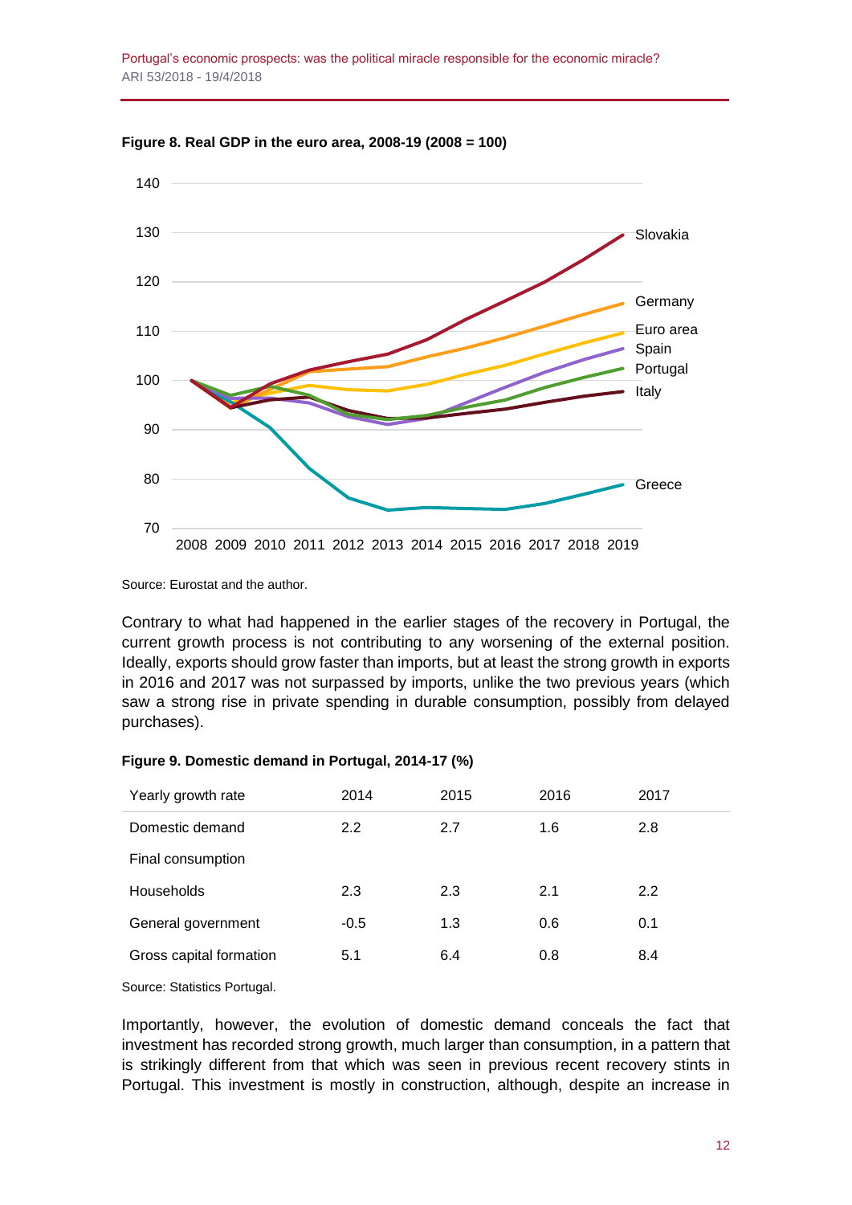**Figure 8. Real GDP in the euro area, 2008-19 (2008 = 100)**

Source: Eurostat and the author.

Contrary to what had happened in the earlier stages of the recovery in Portugal, the current growth process is not contributing to any worsening of the external position. Ideally, exports should grow faster than imports, but at least the strong growth in exports in 2016 and 2017 was not surpassed by imports, unlike the two previous years (which saw a strong rise in private spending in durable consumption, possibly from delayed purchases).

**Figure 9. Domestic demand in Portugal, 2014-17 (%)**

| Yearly growth rate | 2014 | 2015 | 2016 | 2017 |
|---|---|---|---|---|
| Domestic demand | 2.2 | 2.7 | 1.6 | 2.8 |
| Final consumption | | | | |
| Households | 2.3 | 2.3 | 2.1 | 2.2 |
| General government | -0.5 | 1.3 | 0.6 | 0.1 |
| Gross capital formation | 5.1 | 6.4 | 0.8 | 8.4 |

Source: Statistics Portugal.

Importantly, however, the evolution of domestic demand conceals the fact that investment has recorded strong growth, much larger than consumption, in a pattern that is strikingly different from that which was seen in previous recent recovery stints in Portugal. This investment is mostly in construction, although, despite an increase in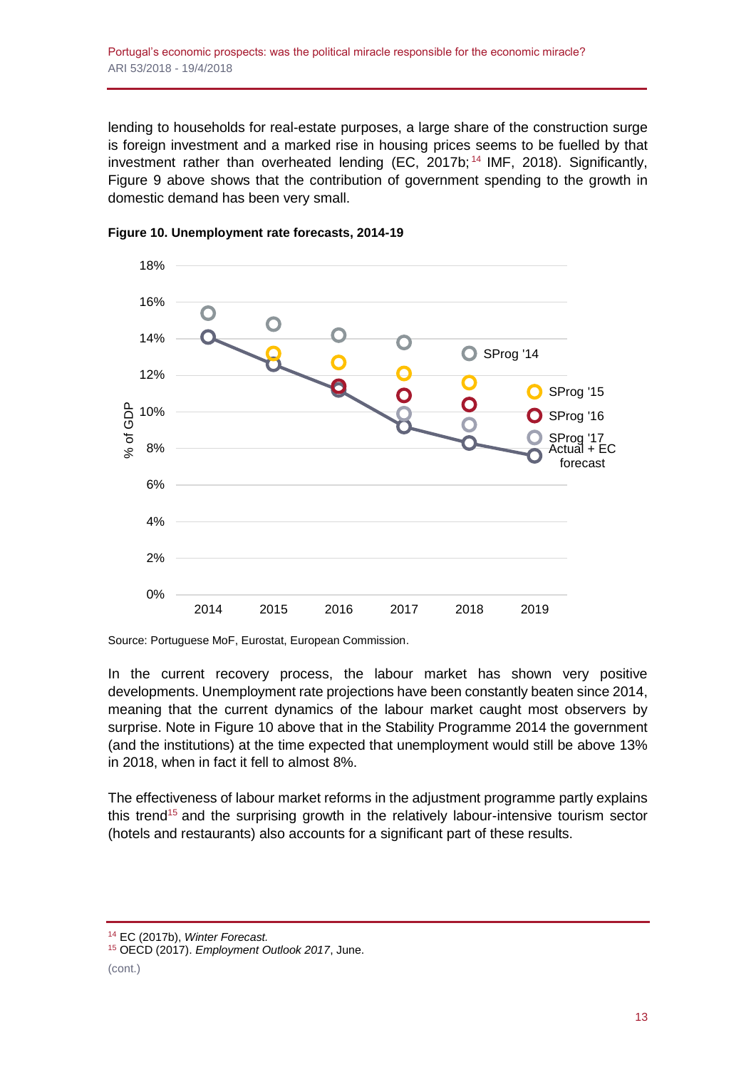lending to households for real-estate purposes, a large share of the construction surge is foreign investment and a marked rise in housing prices seems to be fuelled by that investment rather than overheated lending (EC, 2017b;[14] IMF, 2018). Significantly, Figure 9 above shows that the contribution of government spending to the growth in domestic demand has been very small.

**Figure 10. Unemployment rate forecasts, 2014-19**

Source: Portuguese MoF, Eurostat, European Commission.

In the current recovery process, the labour market has shown very positive developments. Unemployment rate projections have been constantly beaten since 2014, meaning that the current dynamics of the labour market caught most observers by surprise. Note in Figure 10 above that in the Stability Programme 2014 the government (and the institutions) at the time expected that unemployment would still be above 13% in 2018, when in fact it fell to almost 8%.

The effectiveness of labour market reforms in the adjustment programme partly explains this trend[15] and the surprising growth in the relatively labour-intensive tourism sector (hotels and restaurants) also accounts for a significant part of these results.

---

[14] EC (2017b), *Winter Forecast.*

[15] OECD (2017). *Employment Outlook 2017*, June.

(cont.)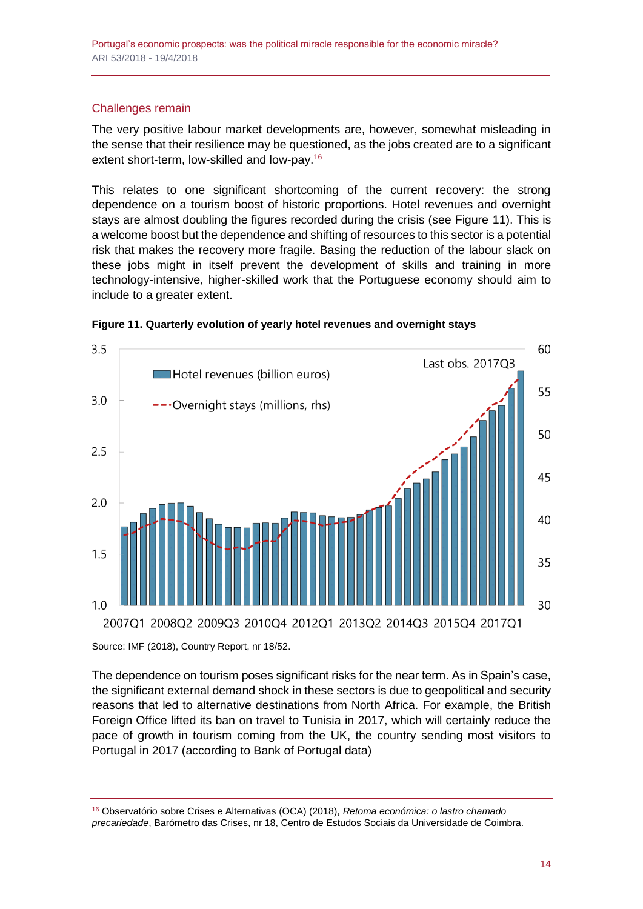## Challenges remain

The very positive labour market developments are, however, somewhat misleading in the sense that their resilience may be questioned, as the jobs created are to a significant extent short-term, low-skilled and low-pay.[16]

This relates to one significant shortcoming of the current recovery: the strong dependence on a tourism boost of historic proportions. Hotel revenues and overnight stays are almost doubling the figures recorded during the crisis (see Figure 11). This is a welcome boost but the dependence and shifting of resources to this sector is a potential risk that makes the recovery more fragile. Basing the reduction of the labour slack on these jobs might in itself prevent the development of skills and training in more technology-intensive, higher-skilled work that the Portuguese economy should aim to include to a greater extent.

**Figure 11. Quarterly evolution of yearly hotel revenues and overnight stays**

Source: IMF (2018), Country Report, nr 18/52.

The dependence on tourism poses significant risks for the near term. As in Spain's case, the significant external demand shock in these sectors is due to geopolitical and security reasons that led to alternative destinations from North Africa. For example, the British Foreign Office lifted its ban on travel to Tunisia in 2017, which will certainly reduce the pace of growth in tourism coming from the UK, the country sending most visitors to Portugal in 2017 (according to Bank of Portugal data)

[16] Observatório sobre Crises e Alternativas (OCA) (2018), *Retoma económica: o lastro chamado precariedade*, Barómetro das Crises, nr 18, Centro de Estudos Sociais da Universidade de Coimbra.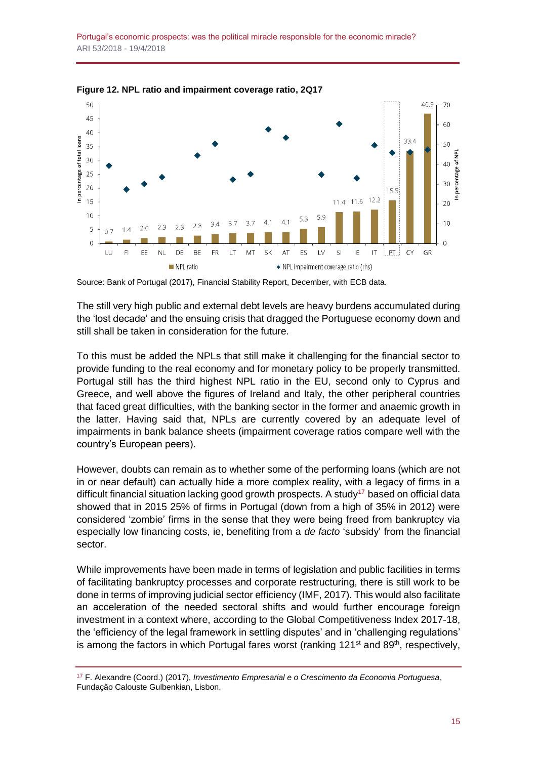**Figure 12. NPL ratio and impairment coverage ratio, 2Q17**

Source: Bank of Portugal (2017), Financial Stability Report, December, with ECB data.

The still very high public and external debt levels are heavy burdens accumulated during the 'lost decade' and the ensuing crisis that dragged the Portuguese economy down and still shall be taken in consideration for the future.

To this must be added the NPLs that still make it challenging for the financial sector to provide funding to the real economy and for monetary policy to be properly transmitted. Portugal still has the third highest NPL ratio in the EU, second only to Cyprus and Greece, and well above the figures of Ireland and Italy, the other peripheral countries that faced great difficulties, with the banking sector in the former and anaemic growth in the latter. Having said that, NPLs are currently covered by an adequate level of impairments in bank balance sheets (impairment coverage ratios compare well with the country's European peers).

However, doubts can remain as to whether some of the performing loans (which are not in or near default) can actually hide a more complex reality, with a legacy of firms in a difficult financial situation lacking good growth prospects. A study[17] based on official data showed that in 2015 25% of firms in Portugal (down from a high of 35% in 2012) were considered 'zombie' firms in the sense that they were being freed from bankruptcy via especially low financing costs, ie, benefiting from a *de facto* 'subsidy' from the financial sector.

While improvements have been made in terms of legislation and public facilities in terms of facilitating bankruptcy processes and corporate restructuring, there is still work to be done in terms of improving judicial sector efficiency (IMF, 2017). This would also facilitate an acceleration of the needed sectoral shifts and would further encourage foreign investment in a context where, according to the Global Competitiveness Index 2017-18, the 'efficiency of the legal framework in settling disputes' and in 'challenging regulations' is among the factors in which Portugal fares worst (ranking 121st and 89th, respectively,

[17] F. Alexandre (Coord.) (2017), *Investimento Empresarial e o Crescimento da Economia Portuguesa*, Fundação Calouste Gulbenkian, Lisbon.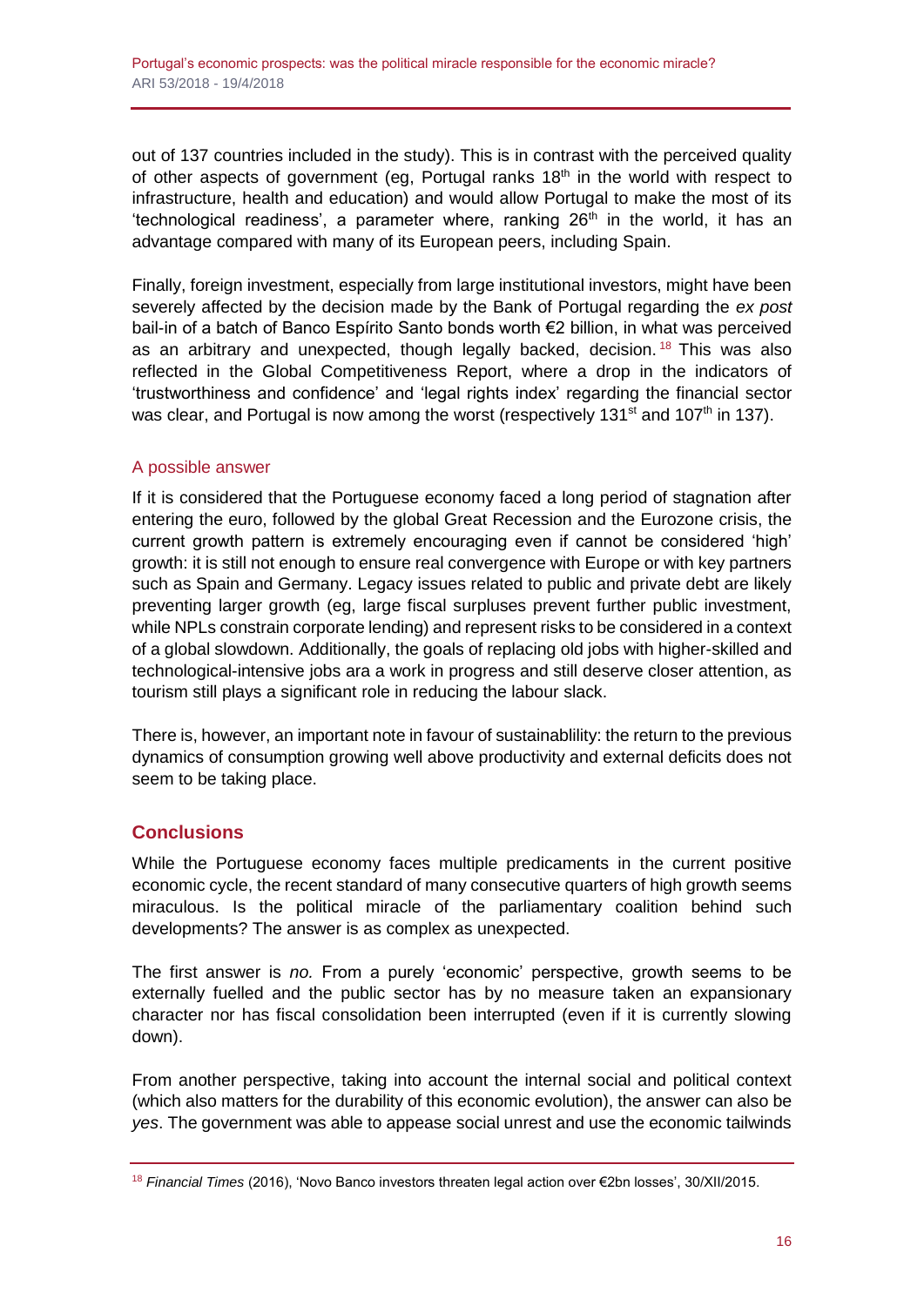out of 137 countries included in the study). This is in contrast with the perceived quality of other aspects of government (eg, Portugal ranks 18th in the world with respect to infrastructure, health and education) and would allow Portugal to make the most of its 'technological readiness', a parameter where, ranking 26th in the world, it has an advantage compared with many of its European peers, including Spain.

Finally, foreign investment, especially from large institutional investors, might have been severely affected by the decision made by the Bank of Portugal regarding the *ex post* bail-in of a batch of Banco Espírito Santo bonds worth €2 billion, in what was perceived as an arbitrary and unexpected, though legally backed, decision.[18] This was also reflected in the Global Competitiveness Report, where a drop in the indicators of 'trustworthiness and confidence' and 'legal rights index' regarding the financial sector was clear, and Portugal is now among the worst (respectively 131st and 107th in 137).

### A possible answer

If it is considered that the Portuguese economy faced a long period of stagnation after entering the euro, followed by the global Great Recession and the Eurozone crisis, the current growth pattern is extremely encouraging even if cannot be considered 'high' growth: it is still not enough to ensure real convergence with Europe or with key partners such as Spain and Germany. Legacy issues related to public and private debt are likely preventing larger growth (eg, large fiscal surpluses prevent further public investment, while NPLs constrain corporate lending) and represent risks to be considered in a context of a global slowdown. Additionally, the goals of replacing old jobs with higher-skilled and technological-intensive jobs ara a work in progress and still deserve closer attention, as tourism still plays a significant role in reducing the labour slack.

There is, however, an important note in favour of sustainablility: the return to the previous dynamics of consumption growing well above productivity and external deficits does not seem to be taking place.

## Conclusions

While the Portuguese economy faces multiple predicaments in the current positive economic cycle, the recent standard of many consecutive quarters of high growth seems miraculous. Is the political miracle of the parliamentary coalition behind such developments? The answer is as complex as unexpected.

The first answer is *no.* From a purely 'economic' perspective, growth seems to be externally fuelled and the public sector has by no measure taken an expansionary character nor has fiscal consolidation been interrupted (even if it is currently slowing down).

From another perspective, taking into account the internal social and political context (which also matters for the durability of this economic evolution), the answer can also be *yes*. The government was able to appease social unrest and use the economic tailwinds

[18] *Financial Times* (2016), 'Novo Banco investors threaten legal action over €2bn losses', 30/XII/2015.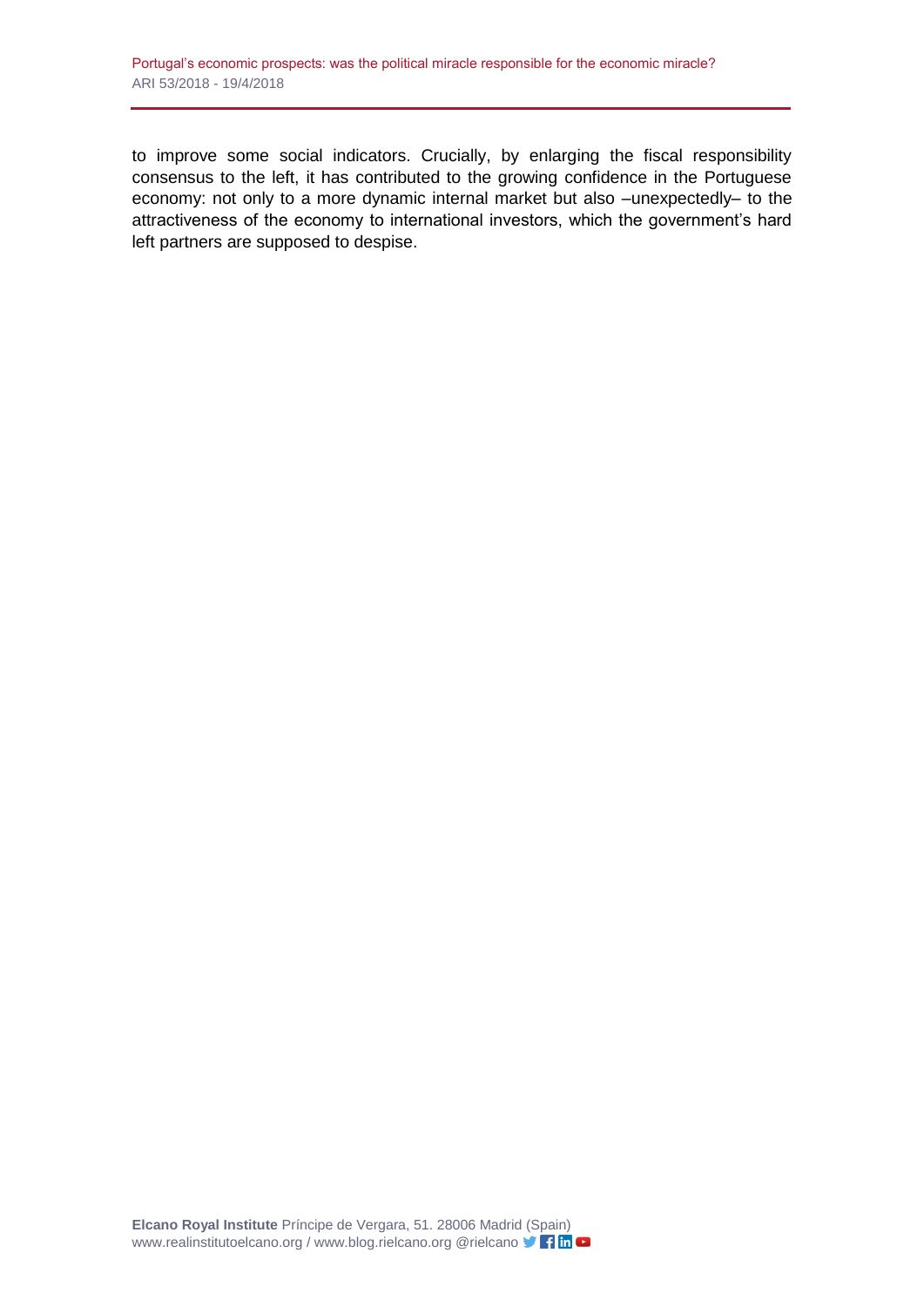to improve some social indicators. Crucially, by enlarging the fiscal responsibility consensus to the left, it has contributed to the growing confidence in the Portuguese economy: not only to a more dynamic internal market but also –unexpectedly– to the attractiveness of the economy to international investors, which the government's hard left partners are supposed to despise.